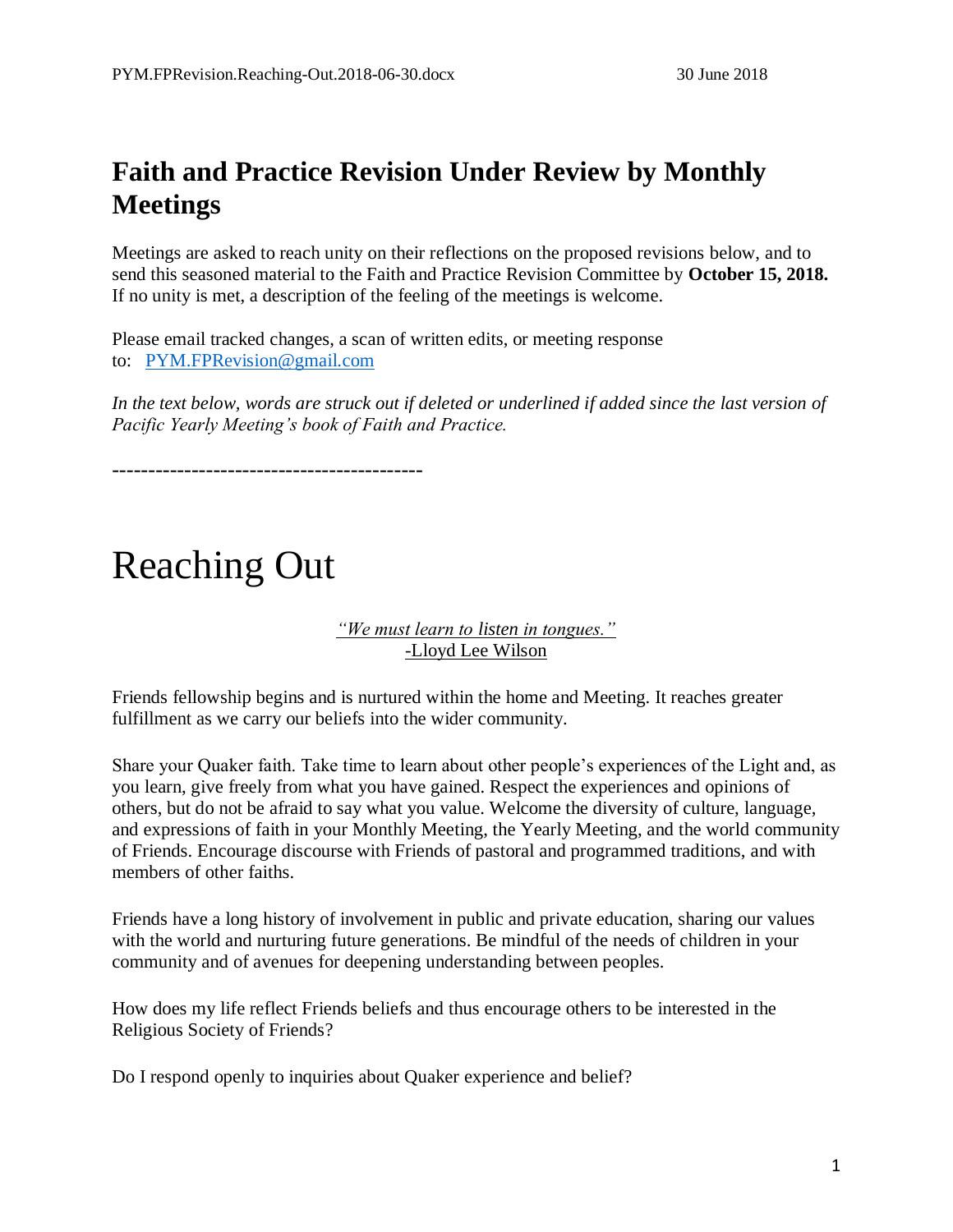# Faith and Practice Revision Under Review by Monthly Meetings

Meetings are asked to reach unity on their reflections on the proposed revisions below, and to send this seasoned material to the Faith and Practice Revision Committee by **October 15, 2018.** If no unity is met, a description of the feeling of the meetings is welcome.

Please email tracked changes, a scan of written edits, or meeting response to: PYM.FPRevision@gmail.com

*In the text below, words are struck out if deleted or underlined if added since the last version of Pacific Yearly Meeting's book of Faith and Practice.*

-------------------------------------------

# Reaching Out

<u>*"We must learn to listen in tongues."*</u>
<u>-Lloyd Lee Wilson</u>

Friends fellowship begins and is nurtured within the home and Meeting. It reaches greater fulfillment as we carry our beliefs into the wider community.

Share your Quaker faith. Take time to learn about other people's experiences of the Light and, as you learn, give freely from what you have gained. Respect the experiences and opinions of others, but do not be afraid to say what you value. Welcome the diversity of culture, language, and expressions of faith in your Monthly Meeting, the Yearly Meeting, and the world community of Friends. Encourage discourse with Friends of pastoral and programmed traditions, and with members of other faiths.

Friends have a long history of involvement in public and private education, sharing our values with the world and nurturing future generations. Be mindful of the needs of children in your community and of avenues for deepening understanding between peoples.

How does my life reflect Friends beliefs and thus encourage others to be interested in the Religious Society of Friends?

Do I respond openly to inquiries about Quaker experience and belief?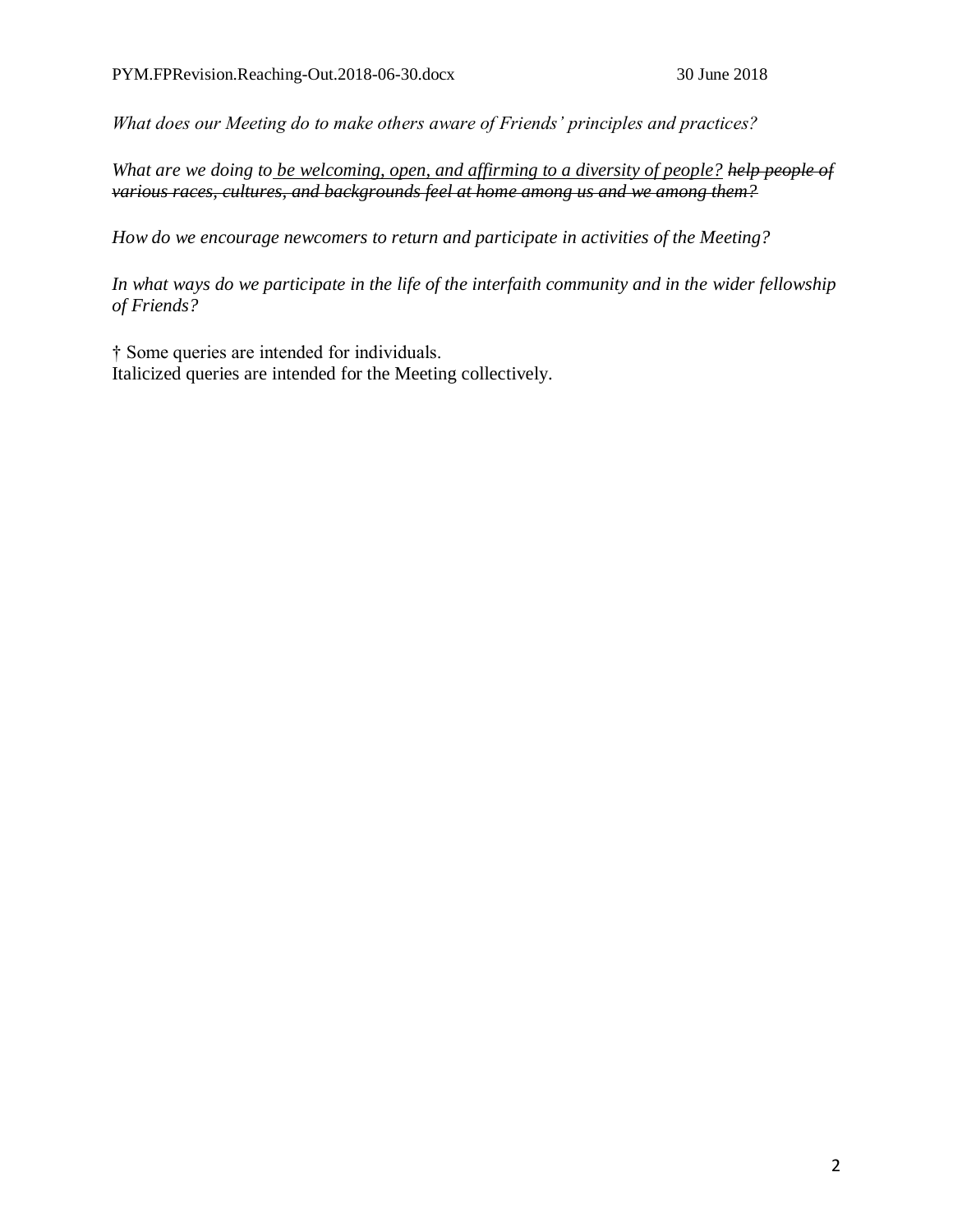*What does our Meeting do to make others aware of Friends' principles and practices?*

*What are we doing to <u>be welcoming, open, and affirming to a diversity of people?</u> ~~help people of various races, cultures, and backgrounds feel at home among us and we among them?~~*

*How do we encourage newcomers to return and participate in activities of the Meeting?*

*In what ways do we participate in the life of the interfaith community and in the wider fellowship of Friends?*

† Some queries are intended for individuals.
Italicized queries are intended for the Meeting collectively.